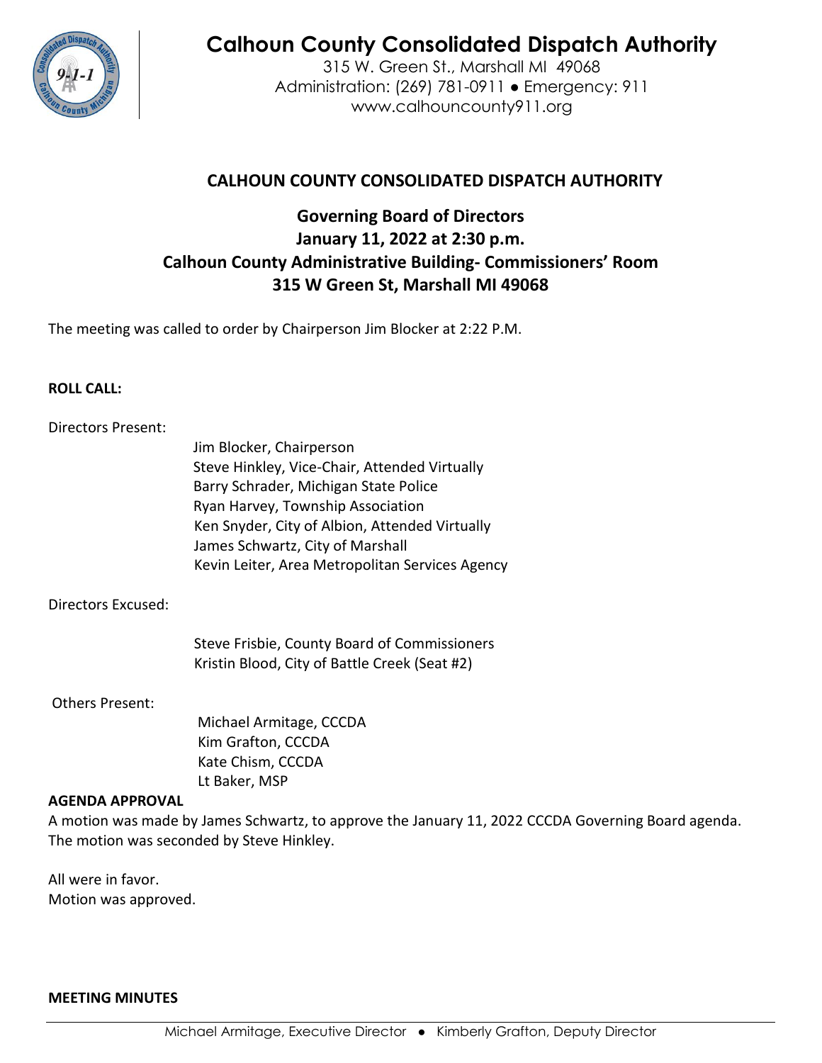# Calhoun County Consolidated Dispatch Authority

315 W. Green St., Marshall MI 49068
Administration: (269) 781-0911 ● Emergency: 911
www.calhouncounty911.org

## CALHOUN COUNTY CONSOLIDATED DISPATCH AUTHORITY

### Governing Board of Directors
### January 11, 2022 at 2:30 p.m.
### Calhoun County Administrative Building- Commissioners' Room
### 315 W Green St, Marshall MI 49068

The meeting was called to order by Chairperson Jim Blocker at 2:22 P.M.

**ROLL CALL:**

Directors Present:

- Jim Blocker, Chairperson
- Steve Hinkley, Vice-Chair, Attended Virtually
- Barry Schrader, Michigan State Police
- Ryan Harvey, Township Association
- Ken Snyder, City of Albion, Attended Virtually
- James Schwartz, City of Marshall
- Kevin Leiter, Area Metropolitan Services Agency

Directors Excused:

- Steve Frisbie, County Board of Commissioners
- Kristin Blood, City of Battle Creek (Seat #2)

Others Present:

- Michael Armitage, CCCDA
- Kim Grafton, CCCDA
- Kate Chism, CCCDA
- Lt Baker, MSP

**AGENDA APPROVAL**

A motion was made by James Schwartz, to approve the January 11, 2022 CCCDA Governing Board agenda. The motion was seconded by Steve Hinkley.

All were in favor.
Motion was approved.

**MEETING MINUTES**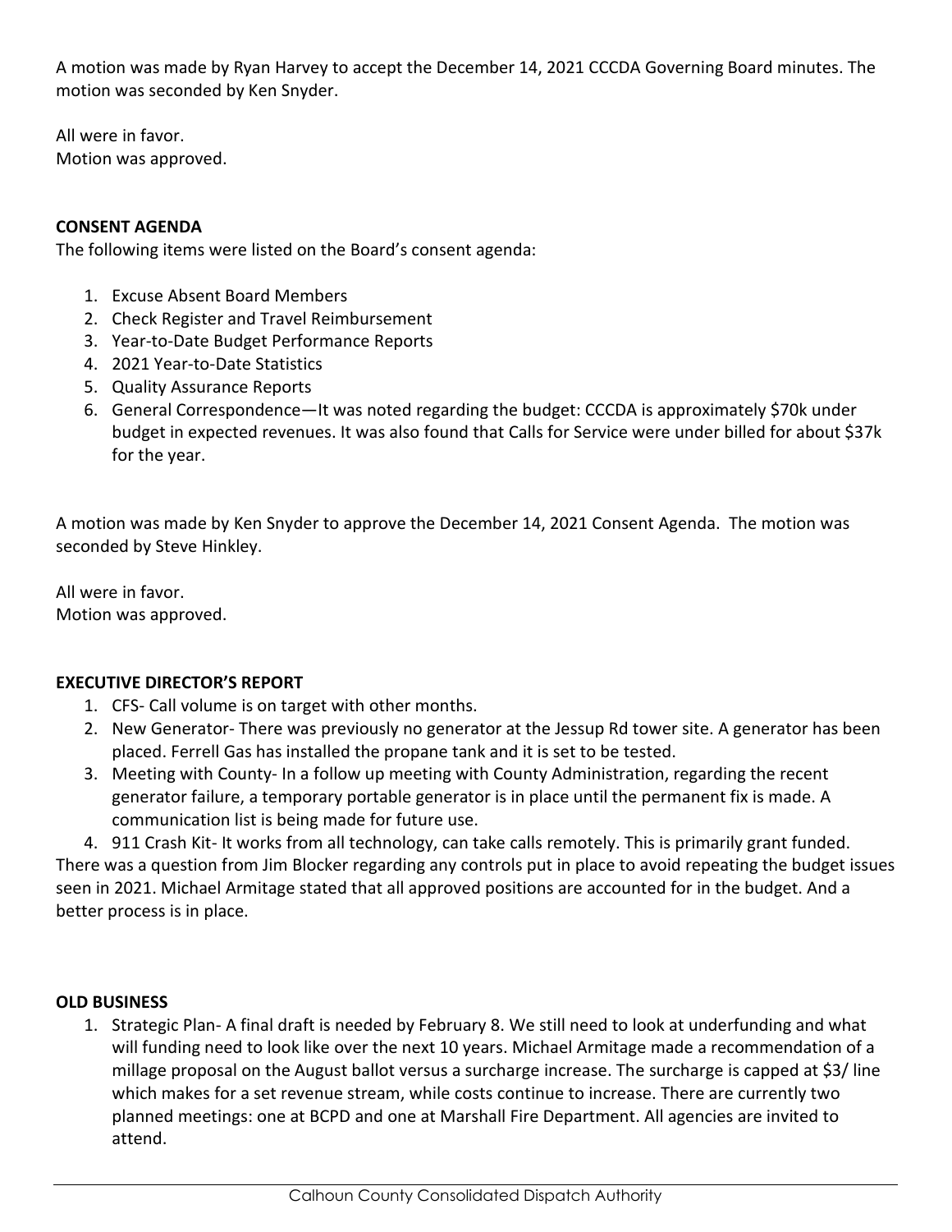A motion was made by Ryan Harvey to accept the December 14, 2021 CCCDA Governing Board minutes. The motion was seconded by Ken Snyder.

All were in favor.
Motion was approved.

**CONSENT AGENDA**

The following items were listed on the Board's consent agenda:

1. Excuse Absent Board Members
2. Check Register and Travel Reimbursement
3. Year-to-Date Budget Performance Reports
4. 2021 Year-to-Date Statistics
5. Quality Assurance Reports
6. General Correspondence—It was noted regarding the budget: CCCDA is approximately $70k under budget in expected revenues. It was also found that Calls for Service were under billed for about $37k for the year.

A motion was made by Ken Snyder to approve the December 14, 2021 Consent Agenda. The motion was seconded by Steve Hinkley.

All were in favor.
Motion was approved.

**EXECUTIVE DIRECTOR'S REPORT**

1. CFS- Call volume is on target with other months.
2. New Generator- There was previously no generator at the Jessup Rd tower site. A generator has been placed. Ferrell Gas has installed the propane tank and it is set to be tested.
3. Meeting with County- In a follow up meeting with County Administration, regarding the recent generator failure, a temporary portable generator is in place until the permanent fix is made. A communication list is being made for future use.
4. 911 Crash Kit- It works from all technology, can take calls remotely. This is primarily grant funded.

There was a question from Jim Blocker regarding any controls put in place to avoid repeating the budget issues seen in 2021. Michael Armitage stated that all approved positions are accounted for in the budget. And a better process is in place.

**OLD BUSINESS**

1. Strategic Plan- A final draft is needed by February 8. We still need to look at underfunding and what will funding need to look like over the next 10 years. Michael Armitage made a recommendation of a millage proposal on the August ballot versus a surcharge increase. The surcharge is capped at $3/ line which makes for a set revenue stream, while costs continue to increase. There are currently two planned meetings: one at BCPD and one at Marshall Fire Department. All agencies are invited to attend.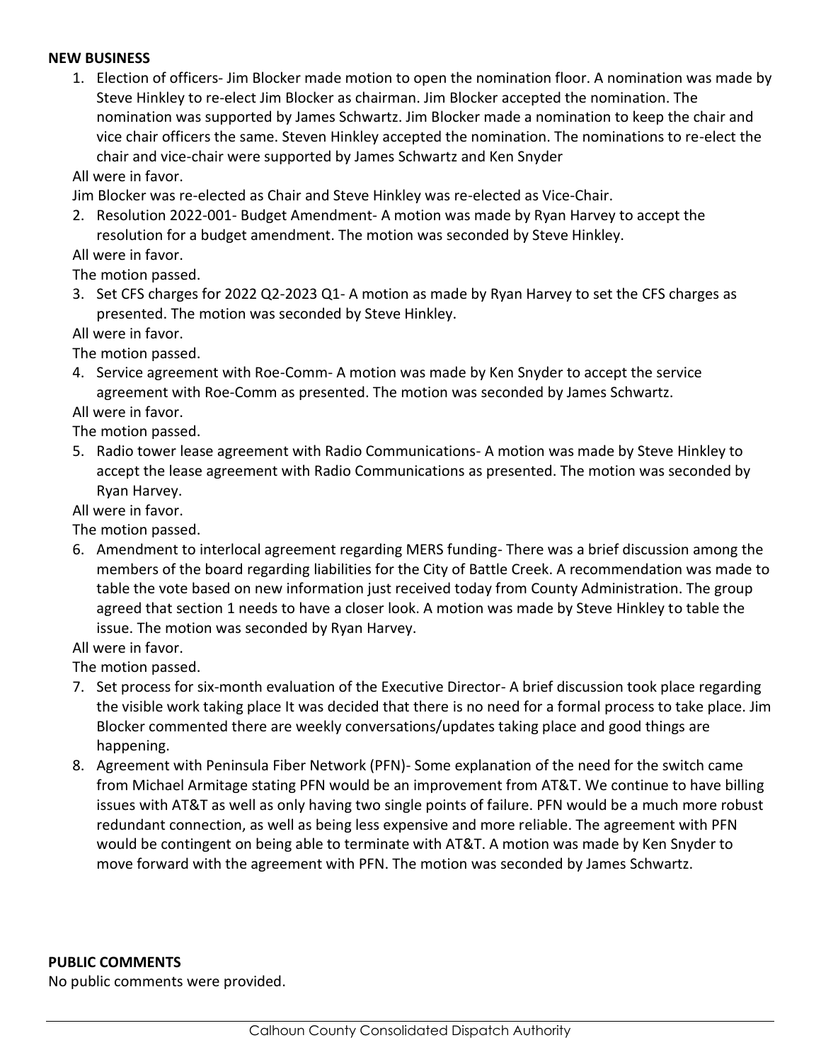**NEW BUSINESS**

1. Election of officers- Jim Blocker made motion to open the nomination floor. A nomination was made by Steve Hinkley to re-elect Jim Blocker as chairman. Jim Blocker accepted the nomination. The nomination was supported by James Schwartz. Jim Blocker made a nomination to keep the chair and vice chair officers the same. Steven Hinkley accepted the nomination. The nominations to re-elect the chair and vice-chair were supported by James Schwartz and Ken Snyder

All were in favor.

Jim Blocker was re-elected as Chair and Steve Hinkley was re-elected as Vice-Chair.

2. Resolution 2022-001- Budget Amendment- A motion was made by Ryan Harvey to accept the resolution for a budget amendment. The motion was seconded by Steve Hinkley.

All were in favor.

The motion passed.

3. Set CFS charges for 2022 Q2-2023 Q1- A motion as made by Ryan Harvey to set the CFS charges as presented. The motion was seconded by Steve Hinkley.

All were in favor.

The motion passed.

4. Service agreement with Roe-Comm- A motion was made by Ken Snyder to accept the service agreement with Roe-Comm as presented. The motion was seconded by James Schwartz.

All were in favor.

The motion passed.

5. Radio tower lease agreement with Radio Communications- A motion was made by Steve Hinkley to accept the lease agreement with Radio Communications as presented. The motion was seconded by Ryan Harvey.

All were in favor.

The motion passed.

6. Amendment to interlocal agreement regarding MERS funding- There was a brief discussion among the members of the board regarding liabilities for the City of Battle Creek. A recommendation was made to table the vote based on new information just received today from County Administration. The group agreed that section 1 needs to have a closer look. A motion was made by Steve Hinkley to table the issue. The motion was seconded by Ryan Harvey.

All were in favor.

The motion passed.

7. Set process for six-month evaluation of the Executive Director- A brief discussion took place regarding the visible work taking place It was decided that there is no need for a formal process to take place. Jim Blocker commented there are weekly conversations/updates taking place and good things are happening.
8. Agreement with Peninsula Fiber Network (PFN)- Some explanation of the need for the switch came from Michael Armitage stating PFN would be an improvement from AT&T. We continue to have billing issues with AT&T as well as only having two single points of failure. PFN would be a much more robust redundant connection, as well as being less expensive and more reliable. The agreement with PFN would be contingent on being able to terminate with AT&T. A motion was made by Ken Snyder to move forward with the agreement with PFN. The motion was seconded by James Schwartz.

**PUBLIC COMMENTS**

No public comments were provided.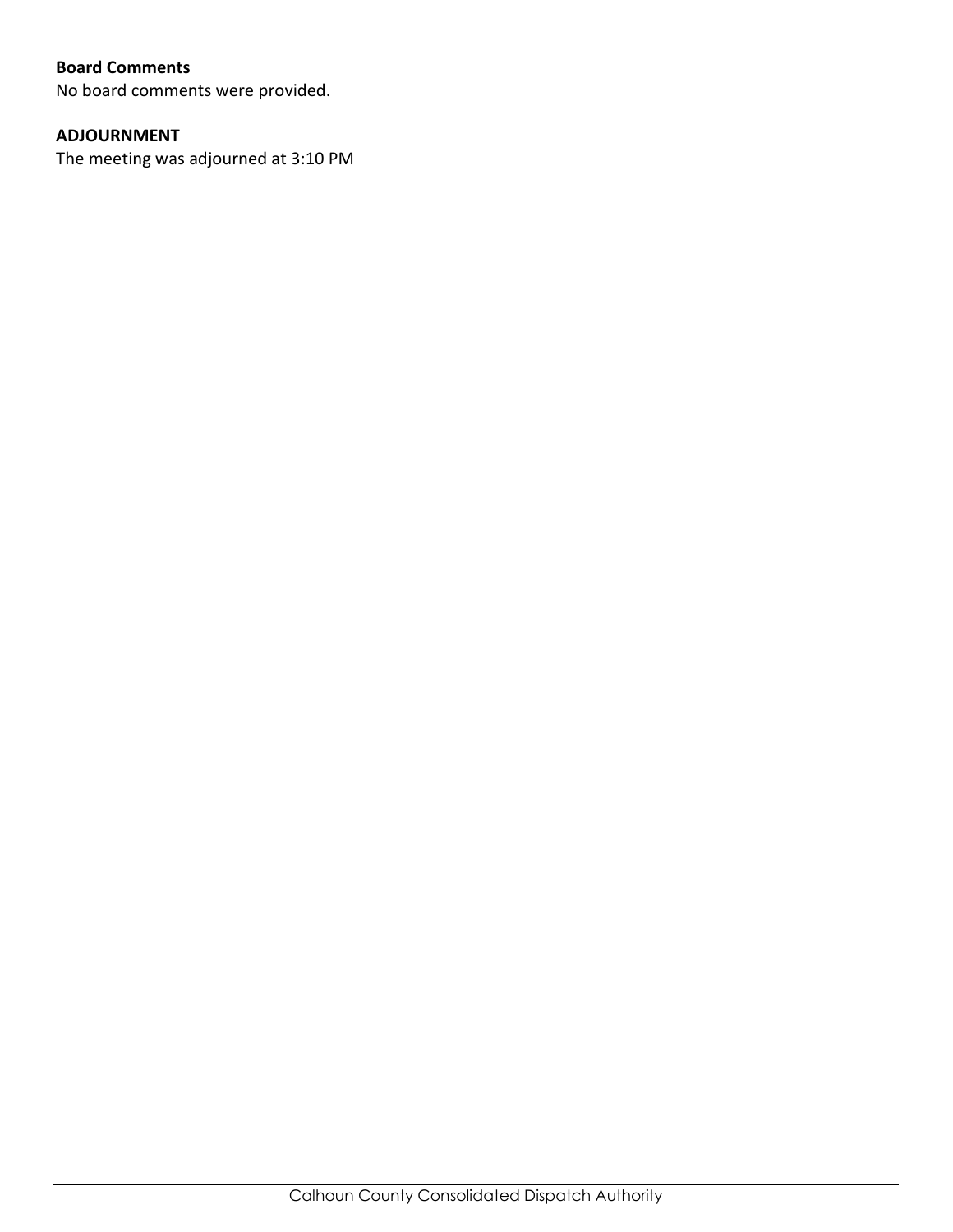**Board Comments**

No board comments were provided.

**ADJOURNMENT**

The meeting was adjourned at 3:10 PM